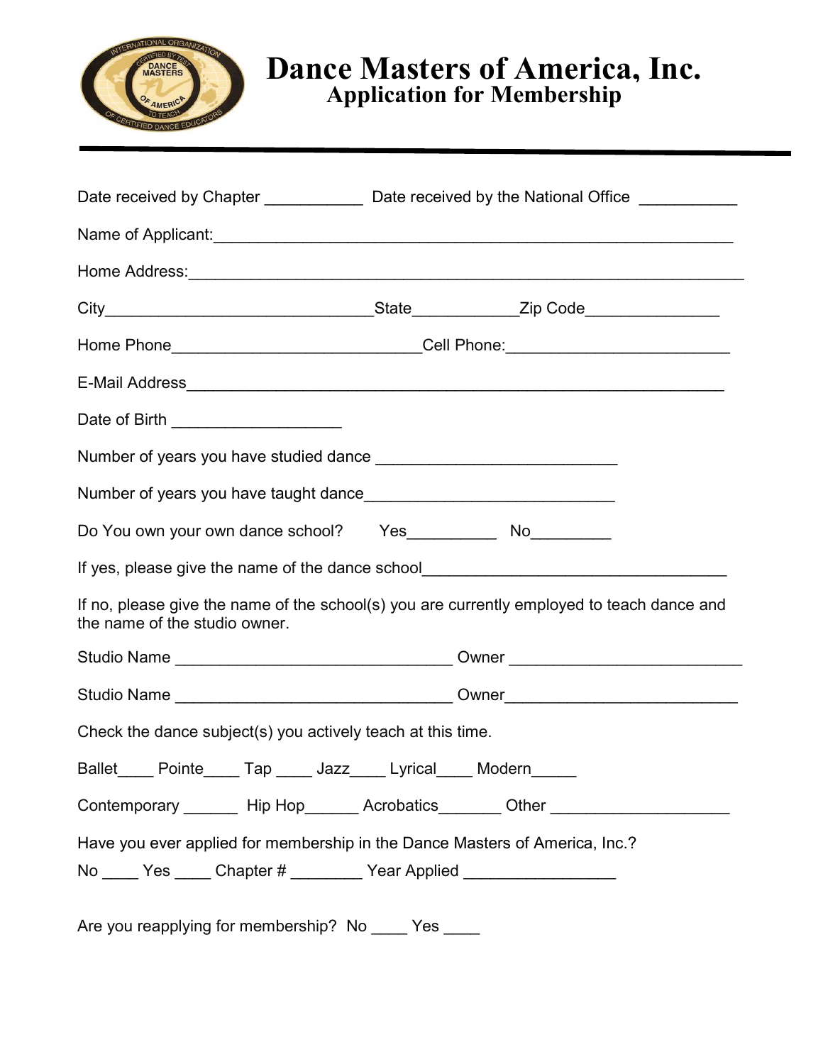# Dance Masters of America, Inc.
## Application for Membership

Date received by Chapter ___________ Date received by the National Office ___________

Name of Applicant:____________________________________________________________

Home Address:_________________________________________________________________

City______________________________State____________Zip Code_______________

Home Phone____________________________Cell Phone:_________________________

E-Mail Address___________________________________________________________

Date of Birth ___________________

Number of years you have studied dance __________________________

Number of years you have taught dance____________________________

Do You own your own dance school? Yes__________ No_________

If yes, please give the name of the dance school__________________________________

If no, please give the name of the school(s) you are currently employed to teach dance and the name of the studio owner.

Studio Name _______________________________ Owner __________________________

Studio Name _______________________________ Owner__________________________

Check the dance subject(s) you actively teach at this time.

Ballet____ Pointe____ Tap ____ Jazz____ Lyrical____ Modern_____

Contemporary ______ Hip Hop______ Acrobatics_______ Other ____________________

Have you ever applied for membership in the Dance Masters of America, Inc.?

No ____ Yes ____ Chapter # ________ Year Applied ________________

Are you reapplying for membership? No ____ Yes ____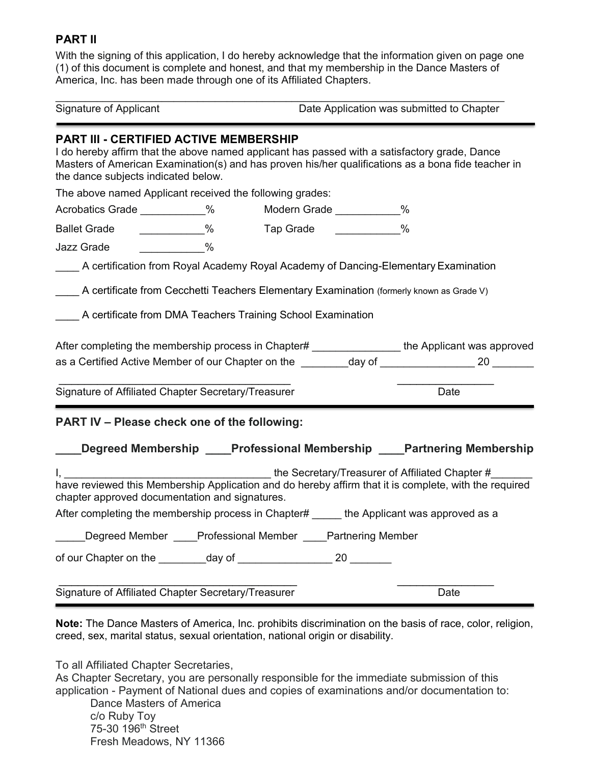## PART II

With the signing of this application, I do hereby acknowledge that the information given on page one (1) of this document is complete and honest, and that my membership in the Dance Masters of America, Inc. has been made through one of its Affiliated Chapters.

_______________________________________________________________________________

Signature of Applicant                                        Date Application was submitted to Chapter

---

## PART III - CERTIFIED ACTIVE MEMBERSHIP

I do hereby affirm that the above named applicant has passed with a satisfactory grade, Dance Masters of American Examination(s) and has proven his/her qualifications as a bona fide teacher in the dance subjects indicated below.

The above named Applicant received the following grades:

Acrobatics Grade ___________%          Modern Grade ___________%

Ballet Grade ___________%          Tap Grade ___________%

Jazz Grade ___________%

____ A certification from Royal Academy Royal Academy of Dancing-Elementary Examination

____ A certificate from Cecchetti Teachers Elementary Examination (formerly known as Grade V)

____ A certificate from DMA Teachers Training School Examination

After completing the membership process in Chapter# _______________ the Applicant was approved as a Certified Active Member of our Chapter on the ________day of ________________ 20 _______

_________________________________________          ________________

Signature of Affiliated Chapter Secretary/Treasurer          Date

---

## PART IV – Please check one of the following:

**____Degreed Membership ____Professional Membership ____Partnering Membership**

I, ___________________________________ the Secretary/Treasurer of Affiliated Chapter #_______ have reviewed this Membership Application and do hereby affirm that it is complete, with the required chapter approved documentation and signatures.

After completing the membership process in Chapter# _____ the Applicant was approved as a

_____Degreed Member ____Professional Member ____Partnering Member

of our Chapter on the ________day of ________________ 20 _______

_________________________________________          ________________

Signature of Affiliated Chapter Secretary/Treasurer          Date

---

**Note:** The Dance Masters of America, Inc. prohibits discrimination on the basis of race, color, religion, creed, sex, marital status, sexual orientation, national origin or disability.

To all Affiliated Chapter Secretaries,
As Chapter Secretary, you are personally responsible for the immediate submission of this application - Payment of National dues and copies of examinations and/or documentation to:

Dance Masters of America
c/o Ruby Toy
75-30 196th Street
Fresh Meadows, NY 11366